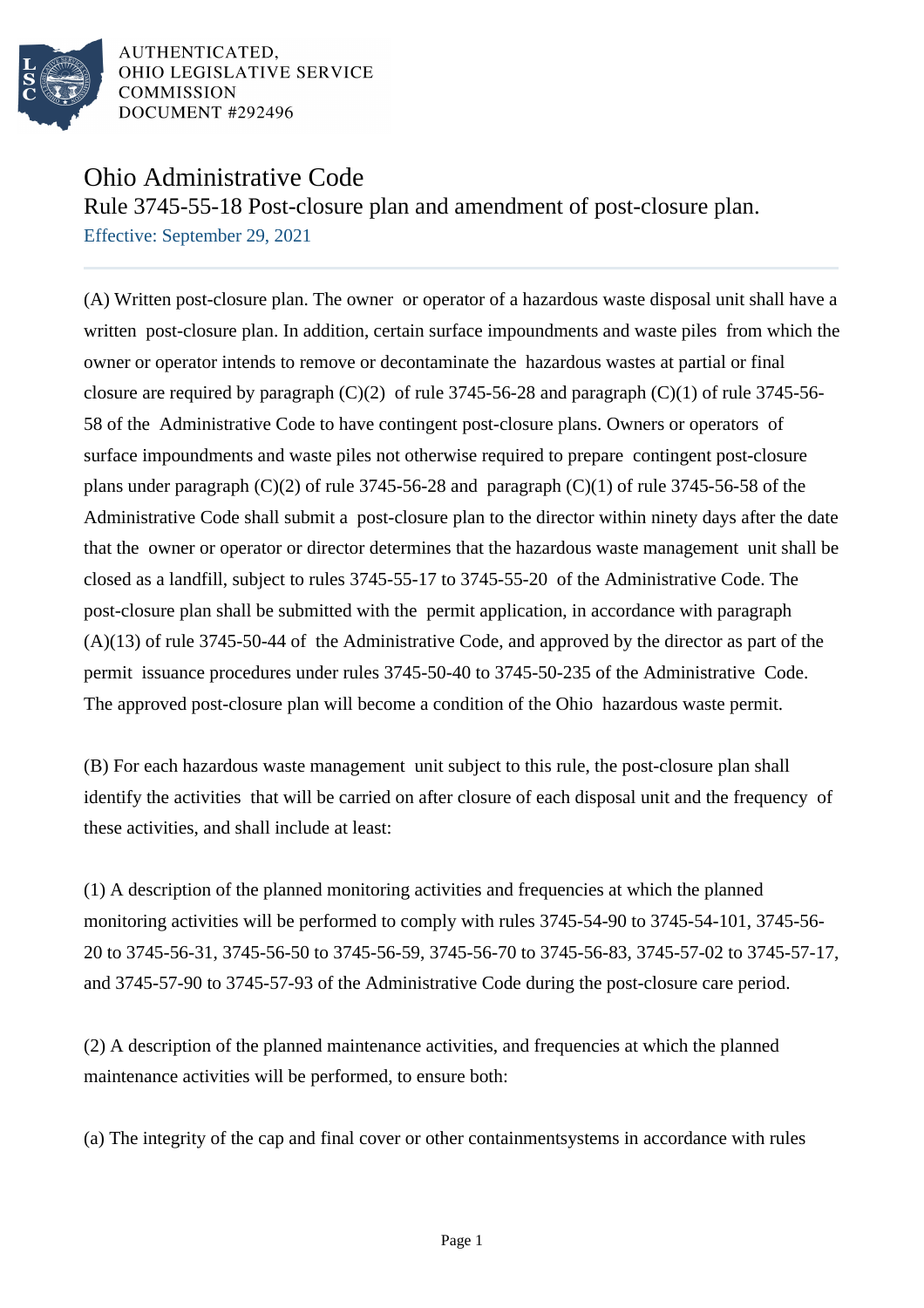AUTHENTICATED,
OHIO LEGISLATIVE SERVICE
COMMISSION
DOCUMENT #292496

# Ohio Administrative Code

## Rule 3745-55-18 Post-closure plan and amendment of post-closure plan.

Effective: September 29, 2021

(A) Written post-closure plan. The owner or operator of a hazardous waste disposal unit shall have a written post-closure plan. In addition, certain surface impoundments and waste piles from which the owner or operator intends to remove or decontaminate the hazardous wastes at partial or final closure are required by paragraph (C)(2) of rule 3745-56-28 and paragraph (C)(1) of rule 3745-56-58 of the Administrative Code to have contingent post-closure plans. Owners or operators of surface impoundments and waste piles not otherwise required to prepare contingent post-closure plans under paragraph (C)(2) of rule 3745-56-28 and paragraph (C)(1) of rule 3745-56-58 of the Administrative Code shall submit a post-closure plan to the director within ninety days after the date that the owner or operator or director determines that the hazardous waste management unit shall be closed as a landfill, subject to rules 3745-55-17 to 3745-55-20 of the Administrative Code. The post-closure plan shall be submitted with the permit application, in accordance with paragraph (A)(13) of rule 3745-50-44 of the Administrative Code, and approved by the director as part of the permit issuance procedures under rules 3745-50-40 to 3745-50-235 of the Administrative Code. The approved post-closure plan will become a condition of the Ohio hazardous waste permit.

(B) For each hazardous waste management unit subject to this rule, the post-closure plan shall identify the activities that will be carried on after closure of each disposal unit and the frequency of these activities, and shall include at least:

(1) A description of the planned monitoring activities and frequencies at which the planned monitoring activities will be performed to comply with rules 3745-54-90 to 3745-54-101, 3745-56-20 to 3745-56-31, 3745-56-50 to 3745-56-59, 3745-56-70 to 3745-56-83, 3745-57-02 to 3745-57-17, and 3745-57-90 to 3745-57-93 of the Administrative Code during the post-closure care period.

(2) A description of the planned maintenance activities, and frequencies at which the planned maintenance activities will be performed, to ensure both:

(a) The integrity of the cap and final cover or other containmentsystems in accordance with rules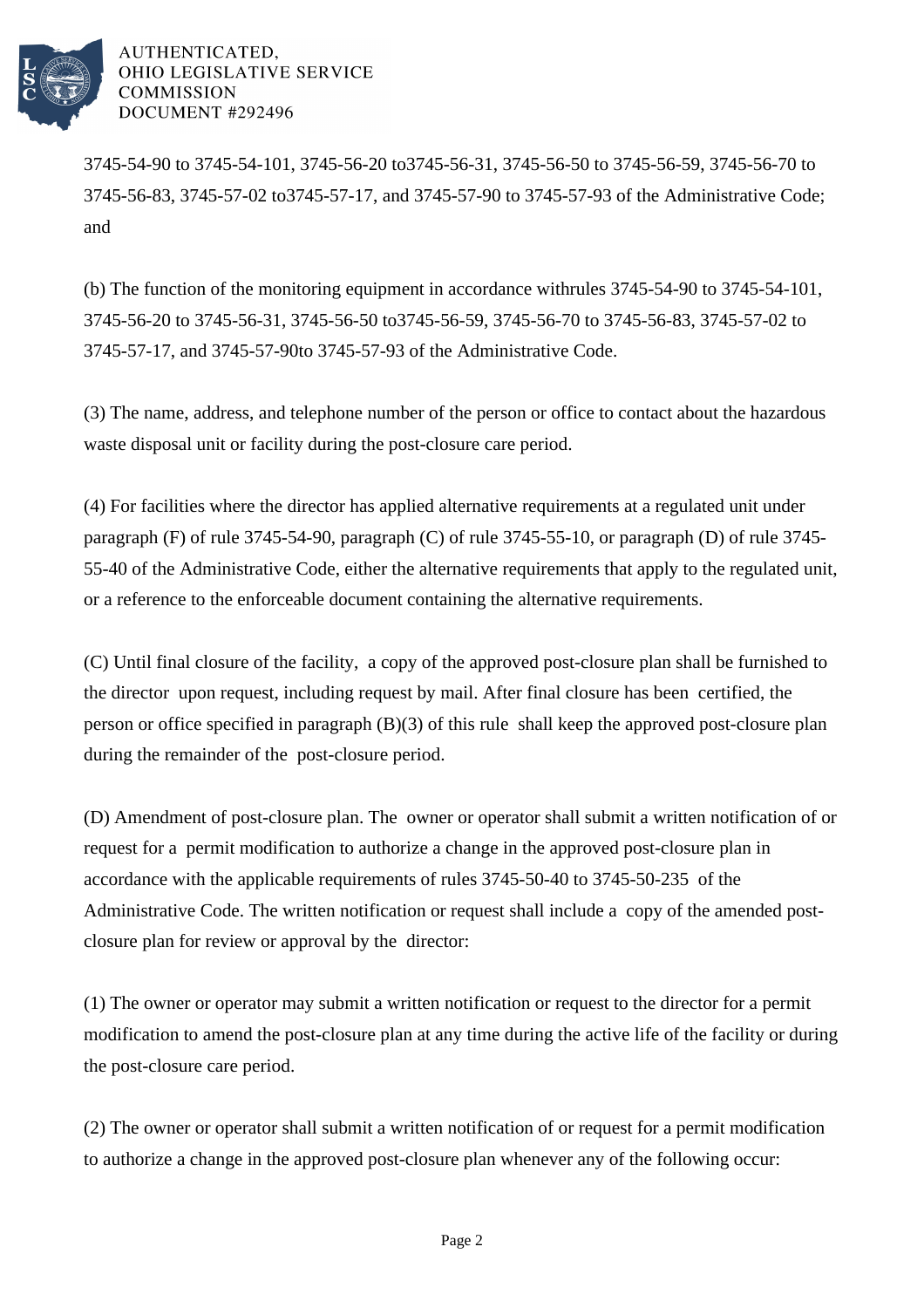3745-54-90 to 3745-54-101, 3745-56-20 to3745-56-31, 3745-56-50 to 3745-56-59, 3745-56-70 to 3745-56-83, 3745-57-02 to3745-57-17, and 3745-57-90 to 3745-57-93 of the Administrative Code; and

(b) The function of the monitoring equipment in accordance withrules 3745-54-90 to 3745-54-101, 3745-56-20 to 3745-56-31, 3745-56-50 to3745-56-59, 3745-56-70 to 3745-56-83, 3745-57-02 to 3745-57-17, and 3745-57-90to 3745-57-93 of the Administrative Code.

(3) The name, address, and telephone number of the person or office to contact about the hazardous waste disposal unit or facility during the post-closure care period.

(4) For facilities where the director has applied alternative requirements at a regulated unit under paragraph (F) of rule 3745-54-90, paragraph (C) of rule 3745-55-10, or paragraph (D) of rule 3745-55-40 of the Administrative Code, either the alternative requirements that apply to the regulated unit, or a reference to the enforceable document containing the alternative requirements.

(C) Until final closure of the facility, a copy of the approved post-closure plan shall be furnished to the director upon request, including request by mail. After final closure has been certified, the person or office specified in paragraph (B)(3) of this rule shall keep the approved post-closure plan during the remainder of the post-closure period.

(D) Amendment of post-closure plan. The owner or operator shall submit a written notification of or request for a permit modification to authorize a change in the approved post-closure plan in accordance with the applicable requirements of rules 3745-50-40 to 3745-50-235 of the Administrative Code. The written notification or request shall include a copy of the amended post-closure plan for review or approval by the director:

(1) The owner or operator may submit a written notification or request to the director for a permit modification to amend the post-closure plan at any time during the active life of the facility or during the post-closure care period.

(2) The owner or operator shall submit a written notification of or request for a permit modification to authorize a change in the approved post-closure plan whenever any of the following occur: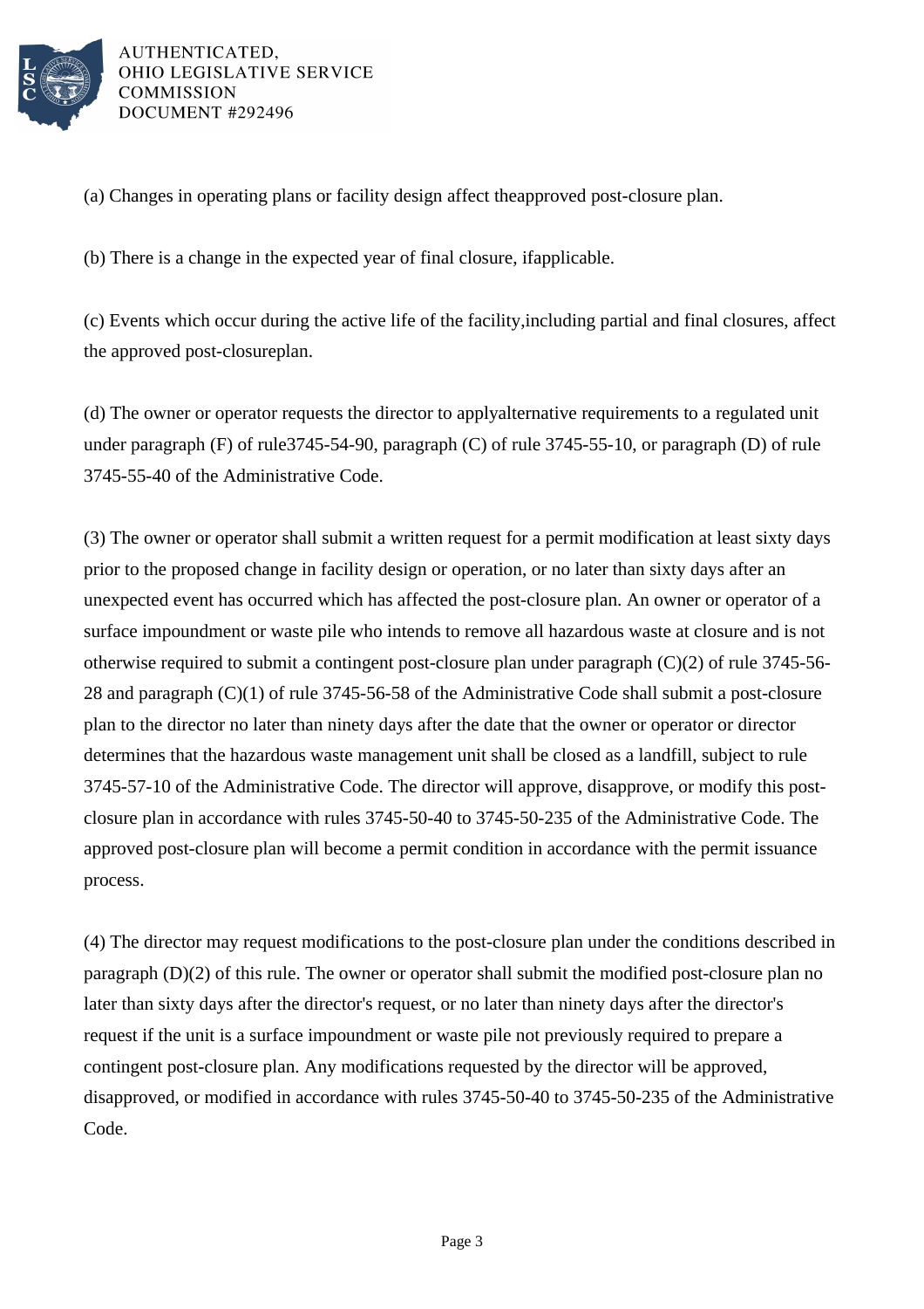(a) Changes in operating plans or facility design affect theapproved post-closure plan.

(b) There is a change in the expected year of final closure, ifapplicable.

(c) Events which occur during the active life of the facility,including partial and final closures, affect the approved post-closureplan.

(d) The owner or operator requests the director to applyalternative requirements to a regulated unit under paragraph (F) of rule3745-54-90, paragraph (C) of rule 3745-55-10, or paragraph (D) of rule 3745-55-40 of the Administrative Code.

(3) The owner or operator shall submit a written request for a permit modification at least sixty days prior to the proposed change in facility design or operation, or no later than sixty days after an unexpected event has occurred which has affected the post-closure plan. An owner or operator of a surface impoundment or waste pile who intends to remove all hazardous waste at closure and is not otherwise required to submit a contingent post-closure plan under paragraph (C)(2) of rule 3745-56-28 and paragraph (C)(1) of rule 3745-56-58 of the Administrative Code shall submit a post-closure plan to the director no later than ninety days after the date that the owner or operator or director determines that the hazardous waste management unit shall be closed as a landfill, subject to rule 3745-57-10 of the Administrative Code. The director will approve, disapprove, or modify this post-closure plan in accordance with rules 3745-50-40 to 3745-50-235 of the Administrative Code. The approved post-closure plan will become a permit condition in accordance with the permit issuance process.

(4) The director may request modifications to the post-closure plan under the conditions described in paragraph (D)(2) of this rule. The owner or operator shall submit the modified post-closure plan no later than sixty days after the director's request, or no later than ninety days after the director's request if the unit is a surface impoundment or waste pile not previously required to prepare a contingent post-closure plan. Any modifications requested by the director will be approved, disapproved, or modified in accordance with rules 3745-50-40 to 3745-50-235 of the Administrative Code.